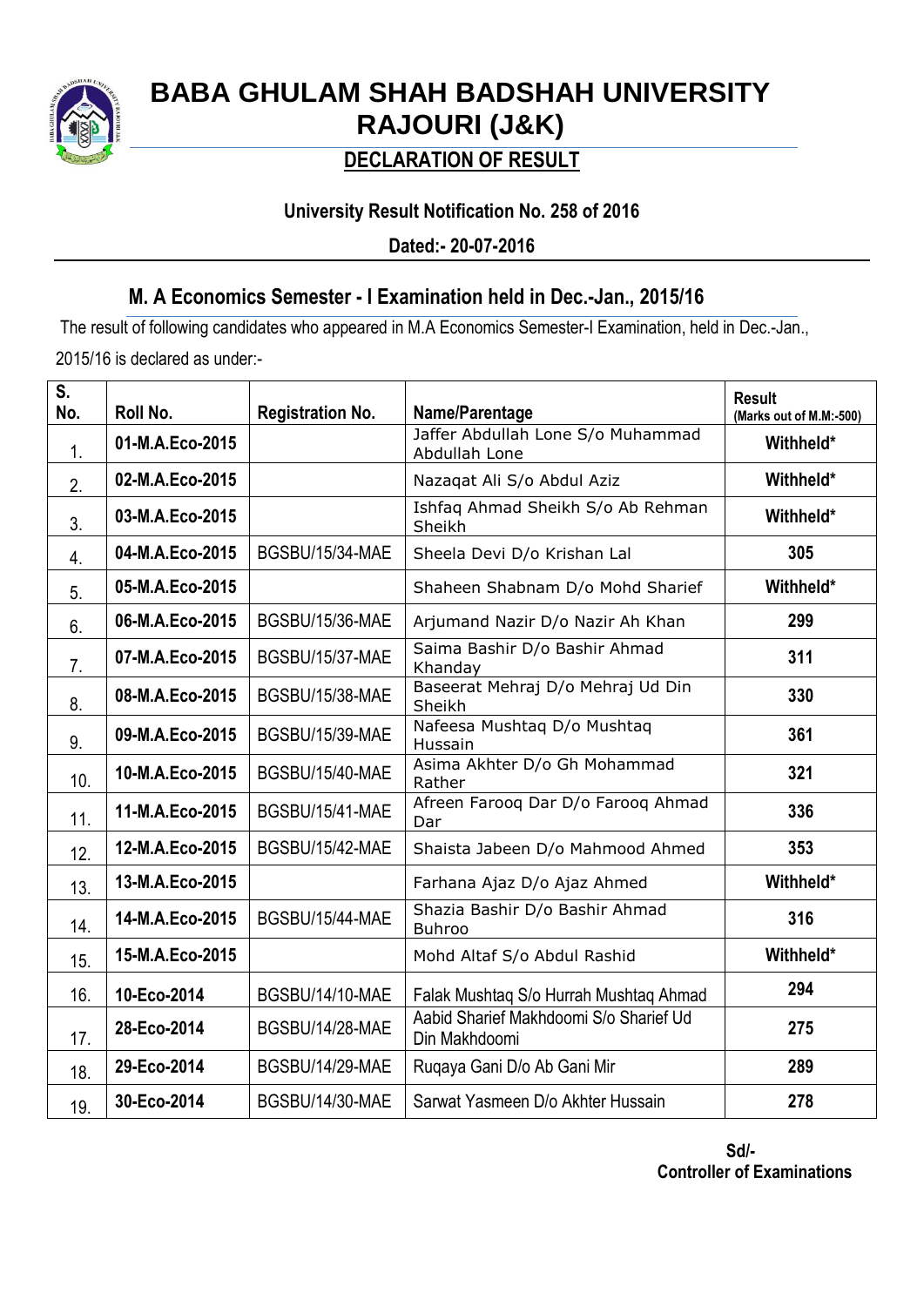# BABA GHULAM SHAH BADSHAH UNIVERSITY RAJOURI (J&K)

## DECLARATION OF RESULT

**University Result Notification No. 258 of 2016**

**Dated:- 20-07-2016**

## M. A Economics Semester - I Examination held in Dec.-Jan., 2015/16

The result of following candidates who appeared in M.A Economics Semester-I Examination, held in Dec.-Jan., 2015/16 is declared as under:-

| S. No. | Roll No. | Registration No. | Name/Parentage | Result (Marks out of M.M:-500) |
|---|---|---|---|---|
| 1. | 01-M.A.Eco-2015 | | Jaffer Abdullah Lone S/o Muhammad Abdullah Lone | Withheld* |
| 2. | 02-M.A.Eco-2015 | | Nazaqat Ali S/o Abdul Aziz | Withheld* |
| 3. | 03-M.A.Eco-2015 | | Ishfaq Ahmad Sheikh S/o Ab Rehman Sheikh | Withheld* |
| 4. | 04-M.A.Eco-2015 | BGSBU/15/34-MAE | Sheela Devi D/o Krishan Lal | 305 |
| 5. | 05-M.A.Eco-2015 | | Shaheen Shabnam D/o Mohd Sharief | Withheld* |
| 6. | 06-M.A.Eco-2015 | BGSBU/15/36-MAE | Arjumand Nazir D/o Nazir Ah Khan | 299 |
| 7. | 07-M.A.Eco-2015 | BGSBU/15/37-MAE | Saima Bashir D/o Bashir Ahmad Khanday | 311 |
| 8. | 08-M.A.Eco-2015 | BGSBU/15/38-MAE | Baseerat Mehraj D/o Mehraj Ud Din Sheikh | 330 |
| 9. | 09-M.A.Eco-2015 | BGSBU/15/39-MAE | Nafeesa Mushtaq D/o Mushtaq Hussain | 361 |
| 10. | 10-M.A.Eco-2015 | BGSBU/15/40-MAE | Asima Akhter D/o Gh Mohammad Rather | 321 |
| 11. | 11-M.A.Eco-2015 | BGSBU/15/41-MAE | Afreen Farooq Dar D/o Farooq Ahmad Dar | 336 |
| 12. | 12-M.A.Eco-2015 | BGSBU/15/42-MAE | Shaista Jabeen D/o Mahmood Ahmed | 353 |
| 13. | 13-M.A.Eco-2015 | | Farhana Ajaz D/o Ajaz Ahmed | Withheld* |
| 14. | 14-M.A.Eco-2015 | BGSBU/15/44-MAE | Shazia Bashir D/o Bashir Ahmad Buhroo | 316 |
| 15. | 15-M.A.Eco-2015 | | Mohd Altaf S/o Abdul Rashid | Withheld* |
| 16. | 10-Eco-2014 | BGSBU/14/10-MAE | Falak Mushtaq S/o Hurrah Mushtaq Ahmad | 294 |
| 17. | 28-Eco-2014 | BGSBU/14/28-MAE | Aabid Sharief Makhdoomi S/o Sharief Ud Din Makhdoomi | 275 |
| 18. | 29-Eco-2014 | BGSBU/14/29-MAE | Ruqaya Gani D/o Ab Gani Mir | 289 |
| 19. | 30-Eco-2014 | BGSBU/14/30-MAE | Sarwat Yasmeen D/o Akhter Hussain | 278 |

**Sd/-**
**Controller of Examinations**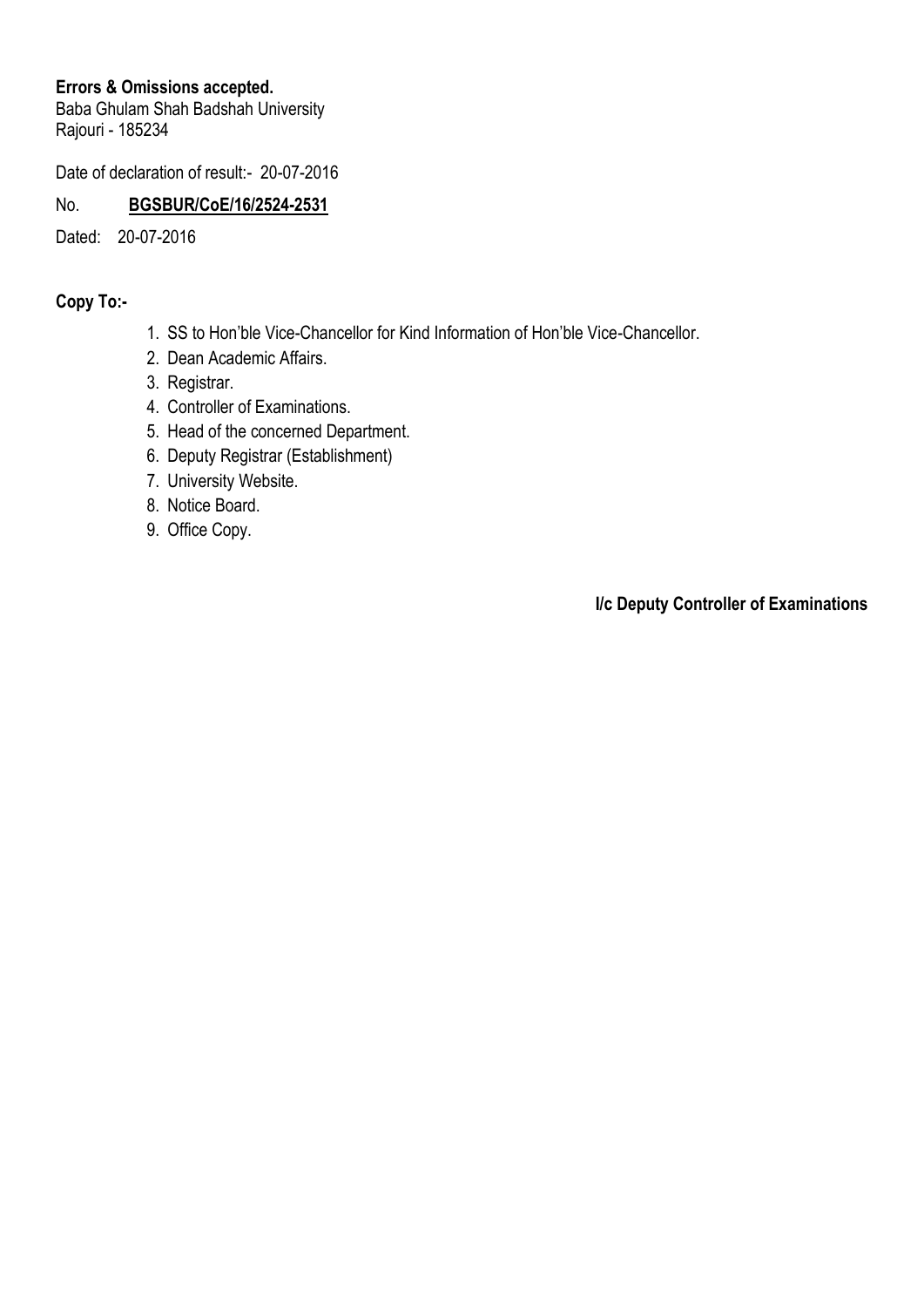**Errors & Omissions accepted.**
Baba Ghulam Shah Badshah University
Rajouri - 185234

Date of declaration of result:- 20-07-2016

No. **BGSBUR/CoE/16/2524-2531**

Dated: 20-07-2016

**Copy To:-**

1. SS to Hon'ble Vice-Chancellor for Kind Information of Hon'ble Vice-Chancellor.
2. Dean Academic Affairs.
3. Registrar.
4. Controller of Examinations.
5. Head of the concerned Department.
6. Deputy Registrar (Establishment)
7. University Website.
8. Notice Board.
9. Office Copy.

**I/c Deputy Controller of Examinations**